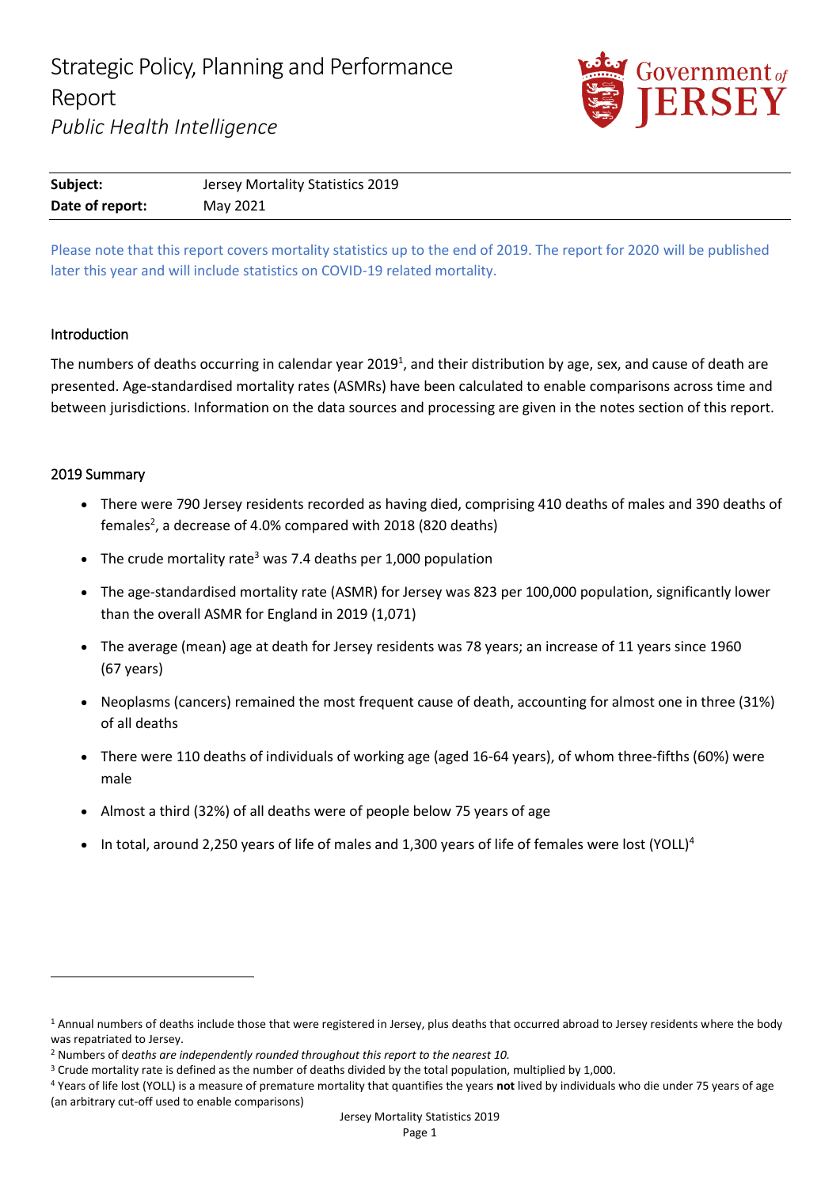# Strategic Policy, Planning and Performance Report

*Public Health Intelligence*

| **Subject:** | Jersey Mortality Statistics 2019 |
|---|---|
| **Date of report:** | May 2021 |

Please note that this report covers mortality statistics up to the end of 2019. The report for 2020 will be published later this year and will include statistics on COVID-19 related mortality.

## Introduction

The numbers of deaths occurring in calendar year 2019[1], and their distribution by age, sex, and cause of death are presented. Age-standardised mortality rates (ASMRs) have been calculated to enable comparisons across time and between jurisdictions. Information on the data sources and processing are given in the notes section of this report.

## 2019 Summary

- There were 790 Jersey residents recorded as having died, comprising 410 deaths of males and 390 deaths of females[2], a decrease of 4.0% compared with 2018 (820 deaths)
- The crude mortality rate[3] was 7.4 deaths per 1,000 population
- The age-standardised mortality rate (ASMR) for Jersey was 823 per 100,000 population, significantly lower than the overall ASMR for England in 2019 (1,071)
- The average (mean) age at death for Jersey residents was 78 years; an increase of 11 years since 1960 (67 years)
- Neoplasms (cancers) remained the most frequent cause of death, accounting for almost one in three (31%) of all deaths
- There were 110 deaths of individuals of working age (aged 16-64 years), of whom three-fifths (60%) were male
- Almost a third (32%) of all deaths were of people below 75 years of age
- In total, around 2,250 years of life of males and 1,300 years of life of females were lost (YOLL)[4]

---

[1] Annual numbers of deaths include those that were registered in Jersey, plus deaths that occurred abroad to Jersey residents where the body was repatriated to Jersey.

[2] Numbers of d*eaths are independently rounded throughout this report to the nearest 10.*

[3] Crude mortality rate is defined as the number of deaths divided by the total population, multiplied by 1,000.

[4] Years of life lost (YOLL) is a measure of premature mortality that quantifies the years **not** lived by individuals who die under 75 years of age (an arbitrary cut-off used to enable comparisons)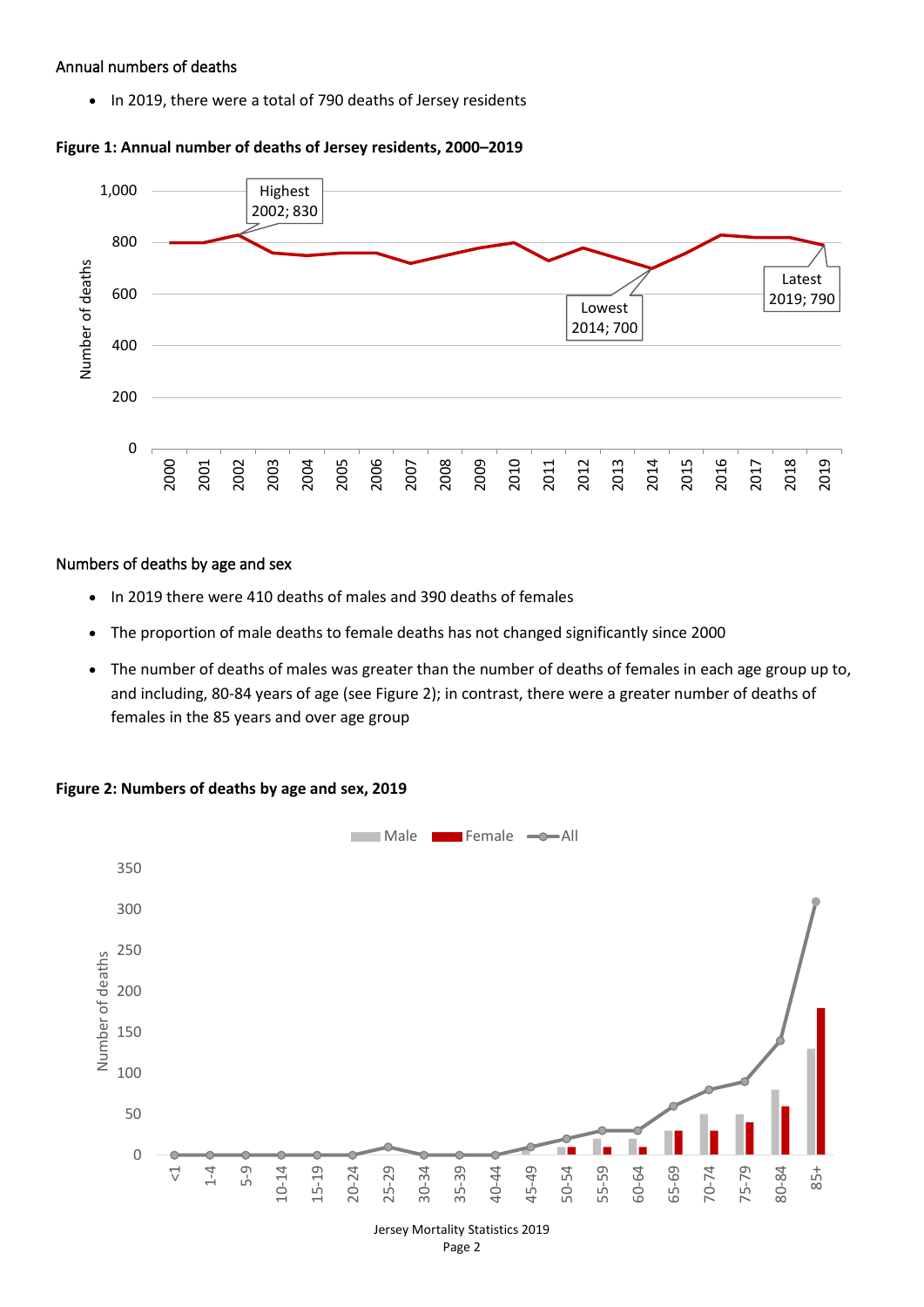Annual numbers of deaths

- In 2019, there were a total of 790 deaths of Jersey residents

**Figure 1: Annual number of deaths of Jersey residents, 2000–2019**

Numbers of deaths by age and sex

- In 2019 there were 410 deaths of males and 390 deaths of females
- The proportion of male deaths to female deaths has not changed significantly since 2000
- The number of deaths of males was greater than the number of deaths of females in each age group up to, and including, 80-84 years of age (see Figure 2); in contrast, there were a greater number of deaths of females in the 85 years and over age group

**Figure 2: Numbers of deaths by age and sex, 2019**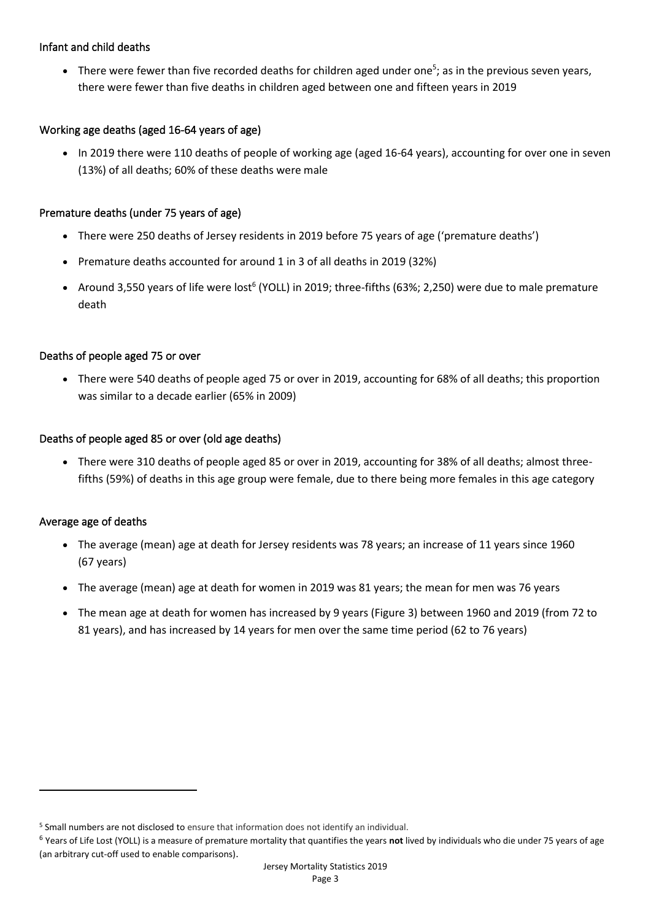### Infant and child deaths

- There were fewer than five recorded deaths for children aged under one[5]; as in the previous seven years, there were fewer than five deaths in children aged between one and fifteen years in 2019

### Working age deaths (aged 16-64 years of age)

- In 2019 there were 110 deaths of people of working age (aged 16-64 years), accounting for over one in seven (13%) of all deaths; 60% of these deaths were male

### Premature deaths (under 75 years of age)

- There were 250 deaths of Jersey residents in 2019 before 75 years of age ('premature deaths')
- Premature deaths accounted for around 1 in 3 of all deaths in 2019 (32%)
- Around 3,550 years of life were lost[6] (YOLL) in 2019; three-fifths (63%; 2,250) were due to male premature death

### Deaths of people aged 75 or over

- There were 540 deaths of people aged 75 or over in 2019, accounting for 68% of all deaths; this proportion was similar to a decade earlier (65% in 2009)

### Deaths of people aged 85 or over (old age deaths)

- There were 310 deaths of people aged 85 or over in 2019, accounting for 38% of all deaths; almost three-fifths (59%) of deaths in this age group were female, due to there being more females in this age category

### Average age of deaths

- The average (mean) age at death for Jersey residents was 78 years; an increase of 11 years since 1960 (67 years)
- The average (mean) age at death for women in 2019 was 81 years; the mean for men was 76 years
- The mean age at death for women has increased by 9 years (Figure 3) between 1960 and 2019 (from 72 to 81 years), and has increased by 14 years for men over the same time period (62 to 76 years)

---

[5] Small numbers are not disclosed to ensure that information does not identify an individual.

[6] Years of Life Lost (YOLL) is a measure of premature mortality that quantifies the years **not** lived by individuals who die under 75 years of age (an arbitrary cut-off used to enable comparisons).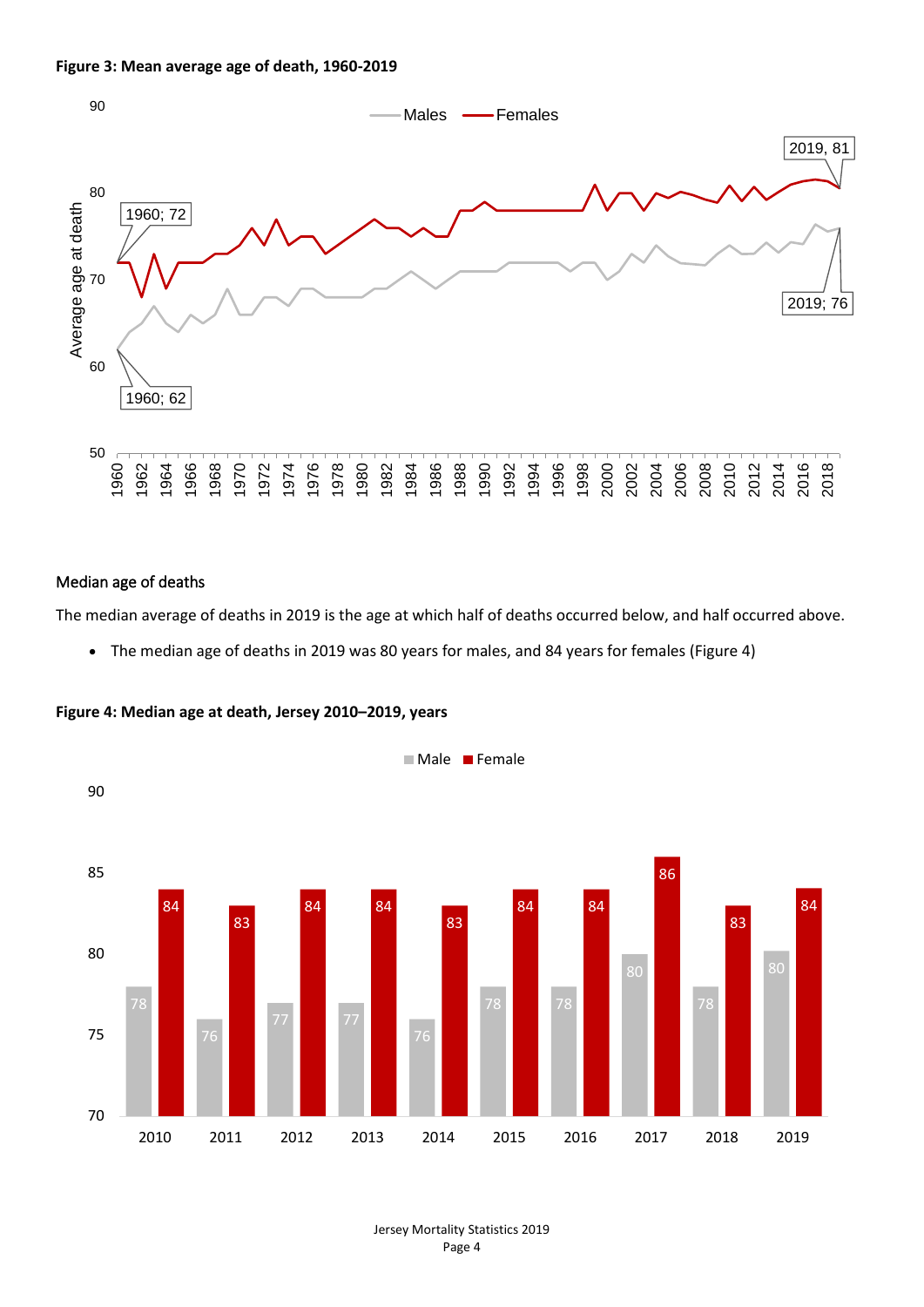**Figure 3: Mean average age of death, 1960-2019**

## Median age of deaths

The median average of deaths in 2019 is the age at which half of deaths occurred below, and half occurred above.

- The median age of deaths in 2019 was 80 years for males, and 84 years for females (Figure 4)

**Figure 4: Median age at death, Jersey 2010–2019, years**

| Year | Male | Female |
|---|---|---|
| 2010 | 78 | 84 |
| 2011 | 76 | 83 |
| 2012 | 77 | 84 |
| 2013 | 77 | 84 |
| 2014 | 76 | 83 |
| 2015 | 78 | 84 |
| 2016 | 78 | 84 |
| 2017 | 80 | 86 |
| 2018 | 78 | 83 |
| 2019 | 80 | 84 |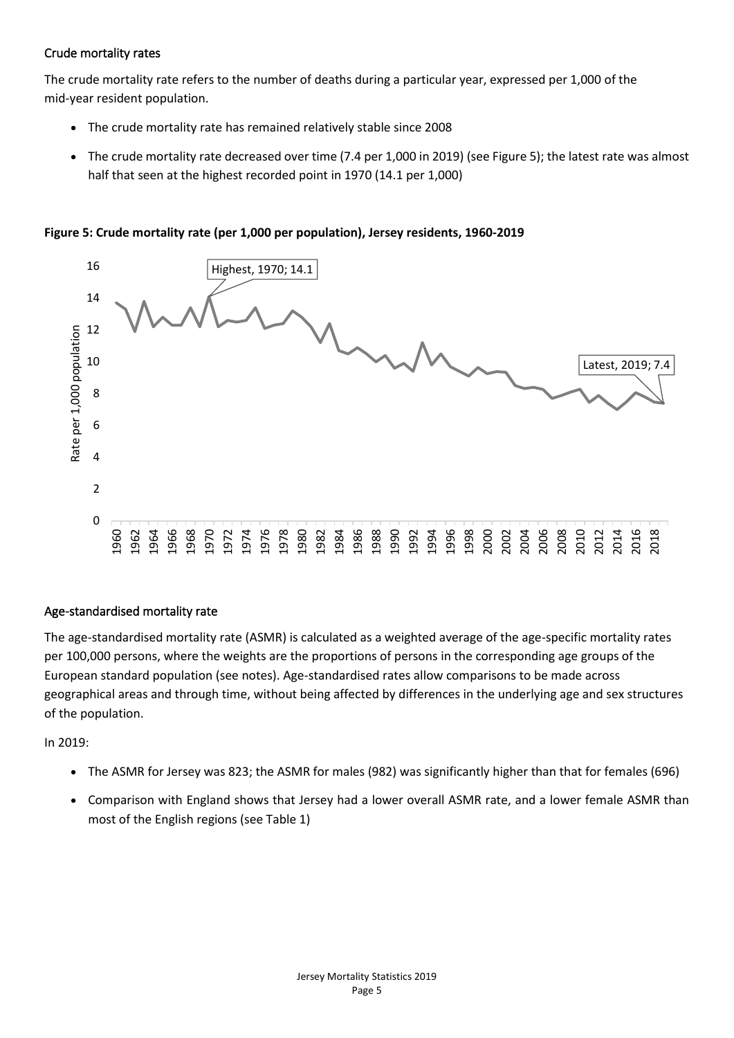## Crude mortality rates

The crude mortality rate refers to the number of deaths during a particular year, expressed per 1,000 of the mid-year resident population.

- The crude mortality rate has remained relatively stable since 2008
- The crude mortality rate decreased over time (7.4 per 1,000 in 2019) (see Figure 5); the latest rate was almost half that seen at the highest recorded point in 1970 (14.1 per 1,000)

**Figure 5: Crude mortality rate (per 1,000 per population), Jersey residents, 1960-2019**

## Age-standardised mortality rate

The age-standardised mortality rate (ASMR) is calculated as a weighted average of the age-specific mortality rates per 100,000 persons, where the weights are the proportions of persons in the corresponding age groups of the European standard population (see notes). Age-standardised rates allow comparisons to be made across geographical areas and through time, without being affected by differences in the underlying age and sex structures of the population.

In 2019:

- The ASMR for Jersey was 823; the ASMR for males (982) was significantly higher than that for females (696)
- Comparison with England shows that Jersey had a lower overall ASMR rate, and a lower female ASMR than most of the English regions (see Table 1)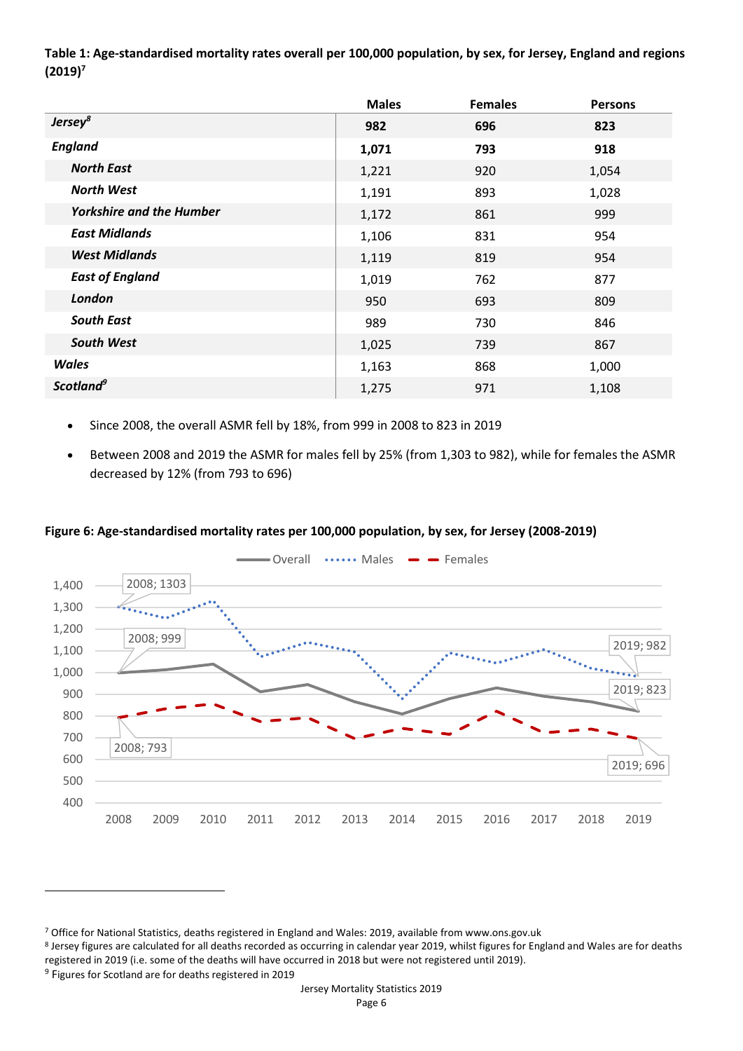**Table 1: Age-standardised mortality rates overall per 100,000 population, by sex, for Jersey, England and regions (2019)[7]**

| | Males | Females | Persons |
|---|---|---|---|
| ***Jersey***[8] | **982** | **696** | **823** |
| ***England*** | **1,071** | **793** | **918** |
| ***North East*** | 1,221 | 920 | 1,054 |
| ***North West*** | 1,191 | 893 | 1,028 |
| ***Yorkshire and the Humber*** | 1,172 | 861 | 999 |
| ***East Midlands*** | 1,106 | 831 | 954 |
| ***West Midlands*** | 1,119 | 819 | 954 |
| ***East of England*** | 1,019 | 762 | 877 |
| ***London*** | 950 | 693 | 809 |
| ***South East*** | 989 | 730 | 846 |
| ***South West*** | 1,025 | 739 | 867 |
| ***Wales*** | 1,163 | 868 | 1,000 |
| ***Scotland***[9] | 1,275 | 971 | 1,108 |

- Since 2008, the overall ASMR fell by 18%, from 999 in 2008 to 823 in 2019
- Between 2008 and 2019 the ASMR for males fell by 25% (from 1,303 to 982), while for females the ASMR decreased by 12% (from 793 to 696)

**Figure 6: Age-standardised mortality rates per 100,000 population, by sex, for Jersey (2008-2019)**

[7] Office for National Statistics, deaths registered in England and Wales: 2019, available from www.ons.gov.uk

[8] Jersey figures are calculated for all deaths recorded as occurring in calendar year 2019, whilst figures for England and Wales are for deaths registered in 2019 (i.e. some of the deaths will have occurred in 2018 but were not registered until 2019).

[9] Figures for Scotland are for deaths registered in 2019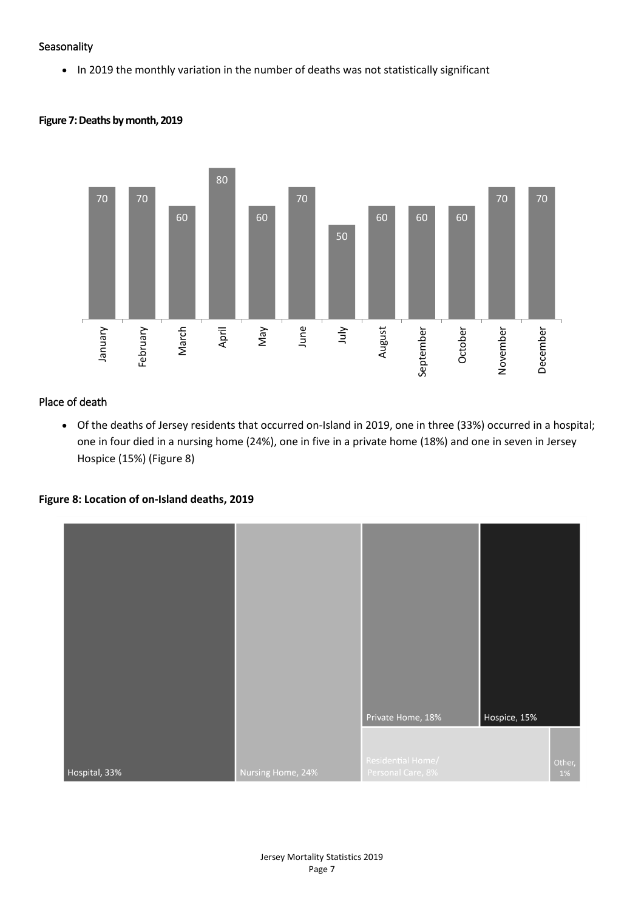## Seasonality

- In 2019 the monthly variation in the number of deaths was not statistically significant

**Figure 7: Deaths by month, 2019**

| Month | Deaths |
|---|---|
| January | 70 |
| February | 70 |
| March | 60 |
| April | 80 |
| May | 60 |
| June | 70 |
| July | 50 |
| August | 60 |
| September | 60 |
| October | 60 |
| November | 70 |
| December | 70 |

## Place of death

- Of the deaths of Jersey residents that occurred on-Island in 2019, one in three (33%) occurred in a hospital; one in four died in a nursing home (24%), one in five in a private home (18%) and one in seven in Jersey Hospice (15%) (Figure 8)

**Figure 8: Location of on-Island deaths, 2019**

| Location | Percentage |
|---|---|
| Hospital | 33% |
| Nursing Home | 24% |
| Private Home | 18% |
| Hospice | 15% |
| Residential Home/ Personal Care | 8% |
| Other | 1% |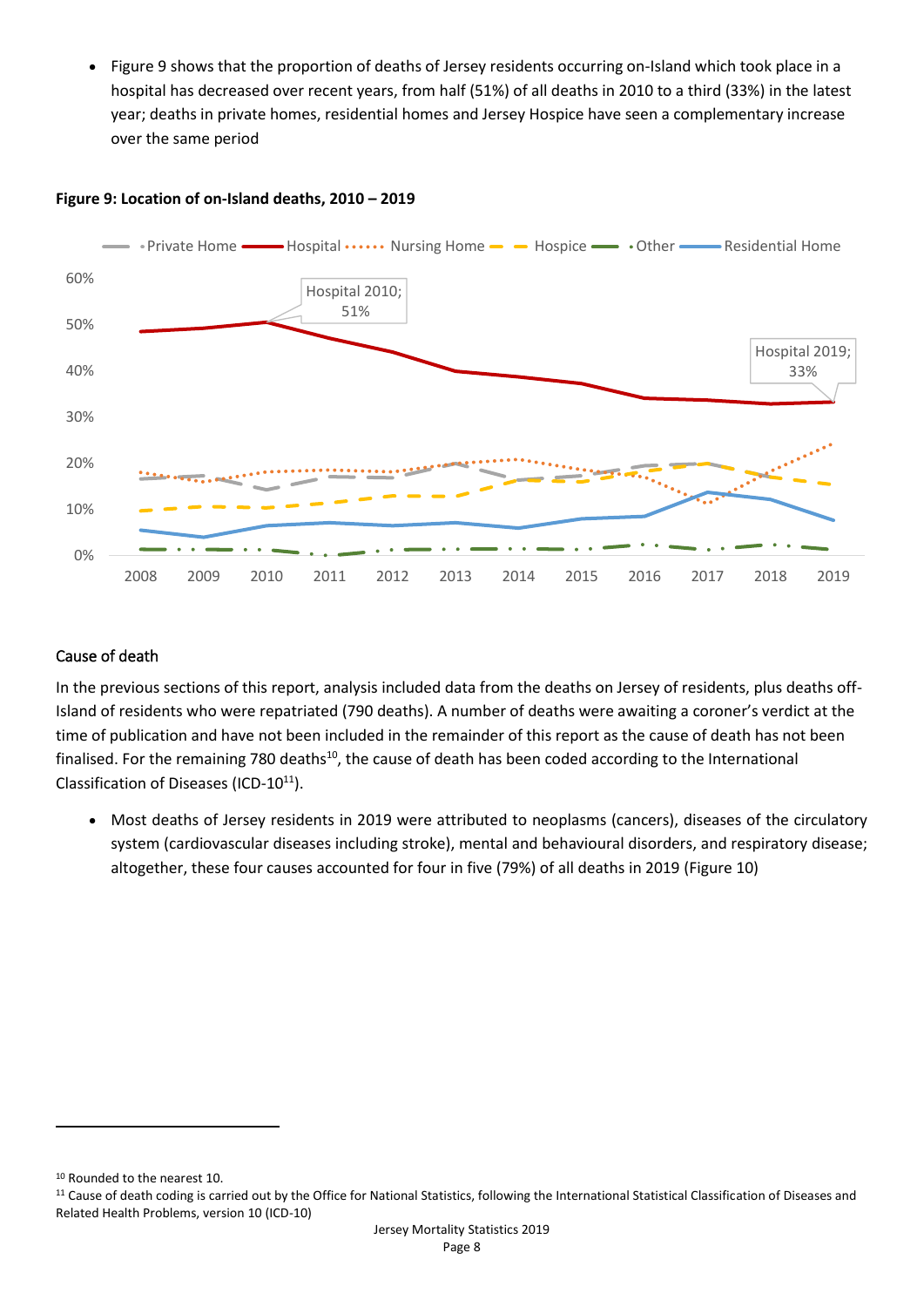- Figure 9 shows that the proportion of deaths of Jersey residents occurring on-Island which took place in a hospital has decreased over recent years, from half (51%) of all deaths in 2010 to a third (33%) in the latest year; deaths in private homes, residential homes and Jersey Hospice have seen a complementary increase over the same period

**Figure 9: Location of on-Island deaths, 2010 – 2019**

## Cause of death

In the previous sections of this report, analysis included data from the deaths on Jersey of residents, plus deaths off-Island of residents who were repatriated (790 deaths). A number of deaths were awaiting a coroner's verdict at the time of publication and have not been included in the remainder of this report as the cause of death has not been finalised. For the remaining 780 deaths[10], the cause of death has been coded according to the International Classification of Diseases (ICD-10[11]).

- Most deaths of Jersey residents in 2019 were attributed to neoplasms (cancers), diseases of the circulatory system (cardiovascular diseases including stroke), mental and behavioural disorders, and respiratory disease; altogether, these four causes accounted for four in five (79%) of all deaths in 2019 (Figure 10)

[10] Rounded to the nearest 10.

[11] Cause of death coding is carried out by the Office for National Statistics, following the International Statistical Classification of Diseases and Related Health Problems, version 10 (ICD-10)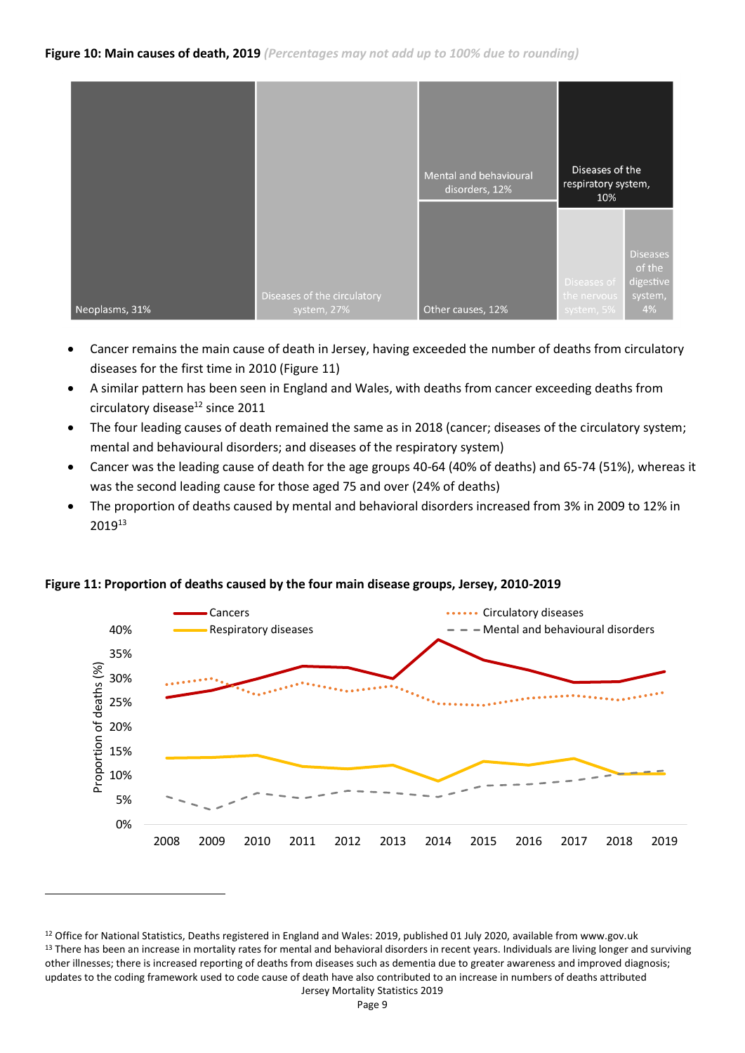**Figure 10: Main causes of death, 2019** *(Percentages may not add up to 100% due to rounding)*

- Cancer remains the main cause of death in Jersey, having exceeded the number of deaths from circulatory diseases for the first time in 2010 (Figure 11)
- A similar pattern has been seen in England and Wales, with deaths from cancer exceeding deaths from circulatory disease[12] since 2011
- The four leading causes of death remained the same as in 2018 (cancer; diseases of the circulatory system; mental and behavioural disorders; and diseases of the respiratory system)
- Cancer was the leading cause of death for the age groups 40-64 (40% of deaths) and 65-74 (51%), whereas it was the second leading cause for those aged 75 and over (24% of deaths)
- The proportion of deaths caused by mental and behavioral disorders increased from 3% in 2009 to 12% in 2019[13]

**Figure 11: Proportion of deaths caused by the four main disease groups, Jersey, 2010-2019**

[12] Office for National Statistics, Deaths registered in England and Wales: 2019, published 01 July 2020, available from www.gov.uk

[13] There has been an increase in mortality rates for mental and behavioral disorders in recent years. Individuals are living longer and surviving other illnesses; there is increased reporting of deaths from diseases such as dementia due to greater awareness and improved diagnosis; updates to the coding framework used to code cause of death have also contributed to an increase in numbers of deaths attributed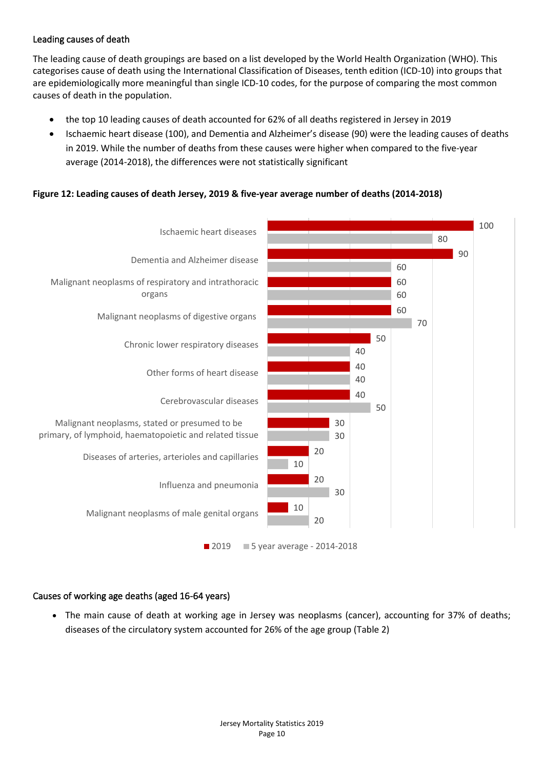## Leading causes of death

The leading cause of death groupings are based on a list developed by the World Health Organization (WHO). This categorises cause of death using the International Classification of Diseases, tenth edition (ICD-10) into groups that are epidemiologically more meaningful than single ICD-10 codes, for the purpose of comparing the most common causes of death in the population.

- the top 10 leading causes of death accounted for 62% of all deaths registered in Jersey in 2019
- Ischaemic heart disease (100), and Dementia and Alzheimer's disease (90) were the leading causes of deaths in 2019. While the number of deaths from these causes were higher when compared to the five-year average (2014-2018), the differences were not statistically significant

**Figure 12: Leading causes of death Jersey, 2019 & five-year average number of deaths (2014-2018)**

| Cause of death | 2019 | 5 year average - 2014-2018 |
|---|---|---|
| Ischaemic heart diseases | 100 | 80 |
| Dementia and Alzheimer disease | 90 | 60 |
| Malignant neoplasms of respiratory and intrathoracic organs | 60 | 60 |
| Malignant neoplasms of digestive organs | 60 | 70 |
| Chronic lower respiratory diseases | 50 | 40 |
| Other forms of heart disease | 40 | 40 |
| Cerebrovascular diseases | 40 | 50 |
| Malignant neoplasms, stated or presumed to be primary, of lymphoid, haematopoietic and related tissue | 30 | 30 |
| Diseases of arteries, arterioles and capillaries | 20 | 10 |
| Influenza and pneumonia | 20 | 30 |
| Malignant neoplasms of male genital organs | 10 | 20 |

## Causes of working age deaths (aged 16-64 years)

- The main cause of death at working age in Jersey was neoplasms (cancer), accounting for 37% of deaths; diseases of the circulatory system accounted for 26% of the age group (Table 2)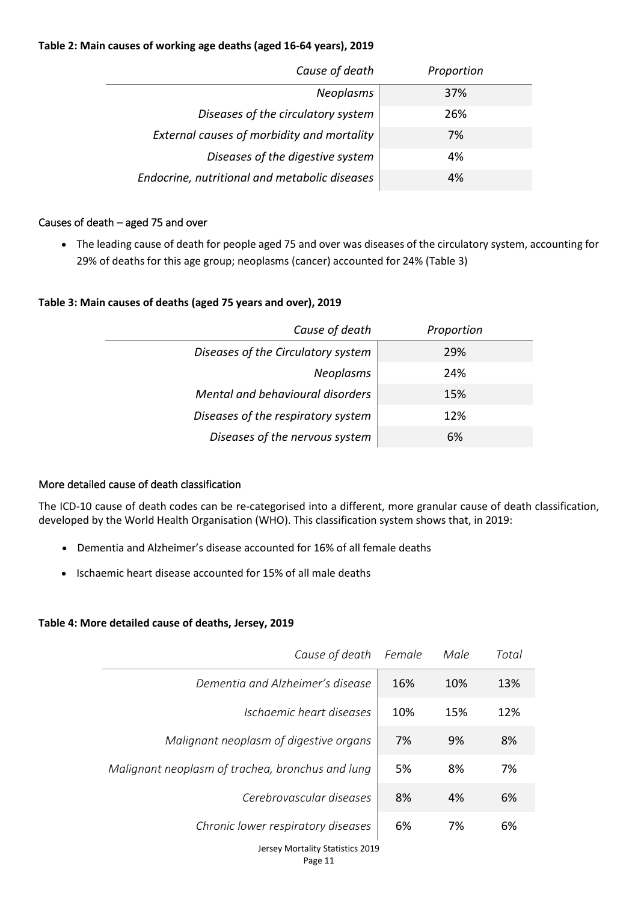**Table 2: Main causes of working age deaths (aged 16-64 years), 2019**

| *Cause of death* | *Proportion* |
|---|---|
| *Neoplasms* | 37% |
| *Diseases of the circulatory system* | 26% |
| *External causes of morbidity and mortality* | 7% |
| *Diseases of the digestive system* | 4% |
| *Endocrine, nutritional and metabolic diseases* | 4% |

### Causes of death – aged 75 and over

- The leading cause of death for people aged 75 and over was diseases of the circulatory system, accounting for 29% of deaths for this age group; neoplasms (cancer) accounted for 24% (Table 3)

**Table 3: Main causes of deaths (aged 75 years and over), 2019**

| *Cause of death* | *Proportion* |
|---|---|
| *Diseases of the Circulatory system* | 29% |
| *Neoplasms* | 24% |
| *Mental and behavioural disorders* | 15% |
| *Diseases of the respiratory system* | 12% |
| *Diseases of the nervous system* | 6% |

### More detailed cause of death classification

The ICD-10 cause of death codes can be re-categorised into a different, more granular cause of death classification, developed by the World Health Organisation (WHO). This classification system shows that, in 2019:

- Dementia and Alzheimer's disease accounted for 16% of all female deaths
- Ischaemic heart disease accounted for 15% of all male deaths

**Table 4: More detailed cause of deaths, Jersey, 2019**

| *Cause of death* | *Female* | *Male* | *Total* |
|---|---|---|---|
| *Dementia and Alzheimer's disease* | 16% | 10% | 13% |
| *Ischaemic heart diseases* | 10% | 15% | 12% |
| *Malignant neoplasm of digestive organs* | 7% | 9% | 8% |
| *Malignant neoplasm of trachea, bronchus and lung* | 5% | 8% | 7% |
| *Cerebrovascular diseases* | 8% | 4% | 6% |
| *Chronic lower respiratory diseases* | 6% | 7% | 6% |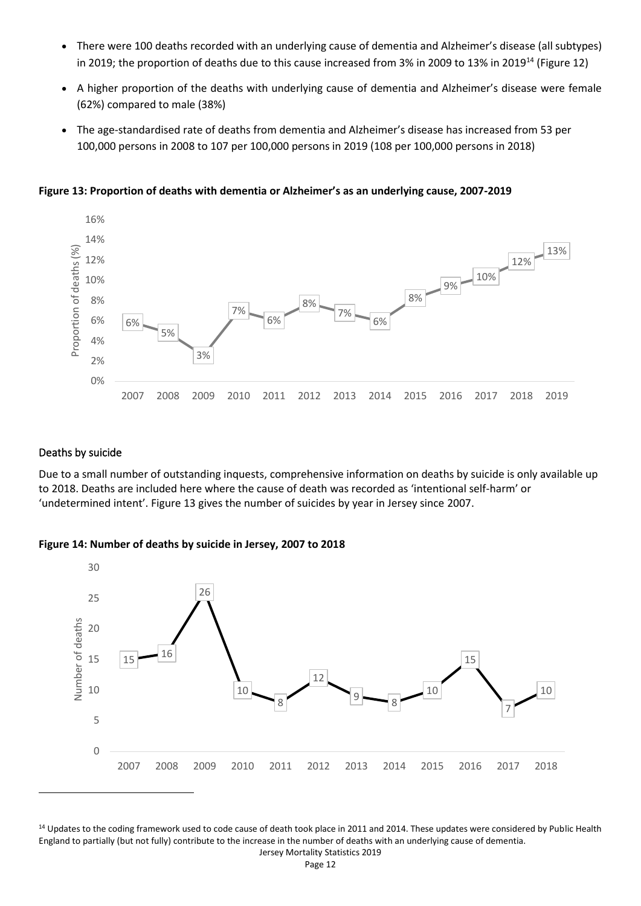- There were 100 deaths recorded with an underlying cause of dementia and Alzheimer's disease (all subtypes) in 2019; the proportion of deaths due to this cause increased from 3% in 2009 to 13% in 2019[14] (Figure 12)
- A higher proportion of the deaths with underlying cause of dementia and Alzheimer's disease were female (62%) compared to male (38%)
- The age-standardised rate of deaths from dementia and Alzheimer's disease has increased from 53 per 100,000 persons in 2008 to 107 per 100,000 persons in 2019 (108 per 100,000 persons in 2018)

**Figure 13: Proportion of deaths with dementia or Alzheimer's as an underlying cause, 2007-2019**

| Year | Proportion of deaths (%) |
|---|---|
| 2007 | 6% |
| 2008 | 5% |
| 2009 | 3% |
| 2010 | 7% |
| 2011 | 6% |
| 2012 | 8% |
| 2013 | 7% |
| 2014 | 6% |
| 2015 | 8% |
| 2016 | 9% |
| 2017 | 10% |
| 2018 | 12% |
| 2019 | 13% |

## Deaths by suicide

Due to a small number of outstanding inquests, comprehensive information on deaths by suicide is only available up to 2018. Deaths are included here where the cause of death was recorded as 'intentional self-harm' or 'undetermined intent'. Figure 13 gives the number of suicides by year in Jersey since 2007.

**Figure 14: Number of deaths by suicide in Jersey, 2007 to 2018**

| Year | Number of deaths |
|---|---|
| 2007 | 15 |
| 2008 | 16 |
| 2009 | 26 |
| 2010 | 10 |
| 2011 | 8 |
| 2012 | 12 |
| 2013 | 9 |
| 2014 | 8 |
| 2015 | 10 |
| 2016 | 15 |
| 2017 | 7 |
| 2018 | 10 |

[14] Updates to the coding framework used to code cause of death took place in 2011 and 2014. These updates were considered by Public Health England to partially (but not fully) contribute to the increase in the number of deaths with an underlying cause of dementia.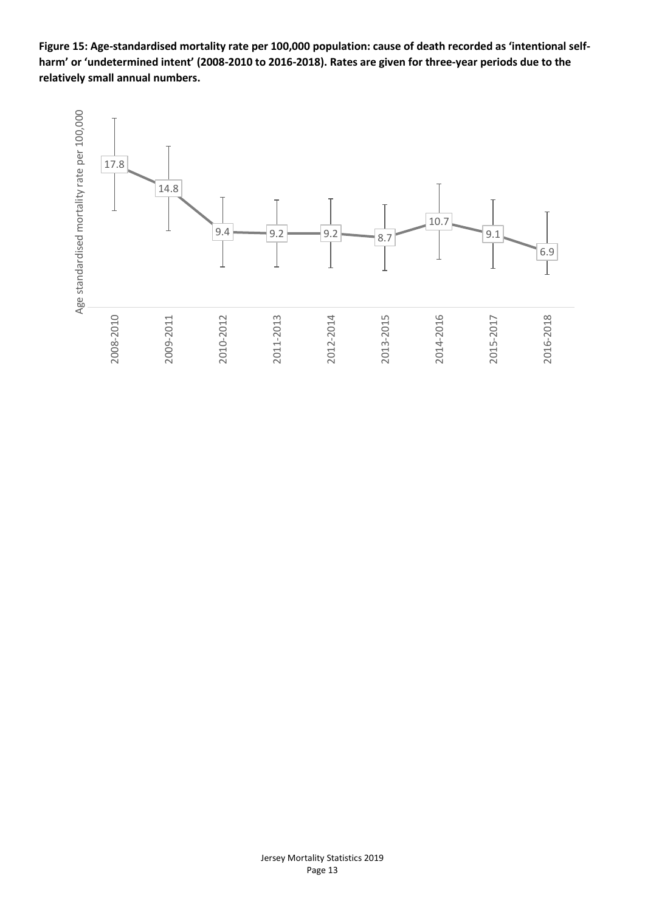**Figure 15: Age-standardised mortality rate per 100,000 population: cause of death recorded as 'intentional self-harm' or 'undetermined intent' (2008-2010 to 2016-2018). Rates are given for three-year periods due to the relatively small annual numbers.**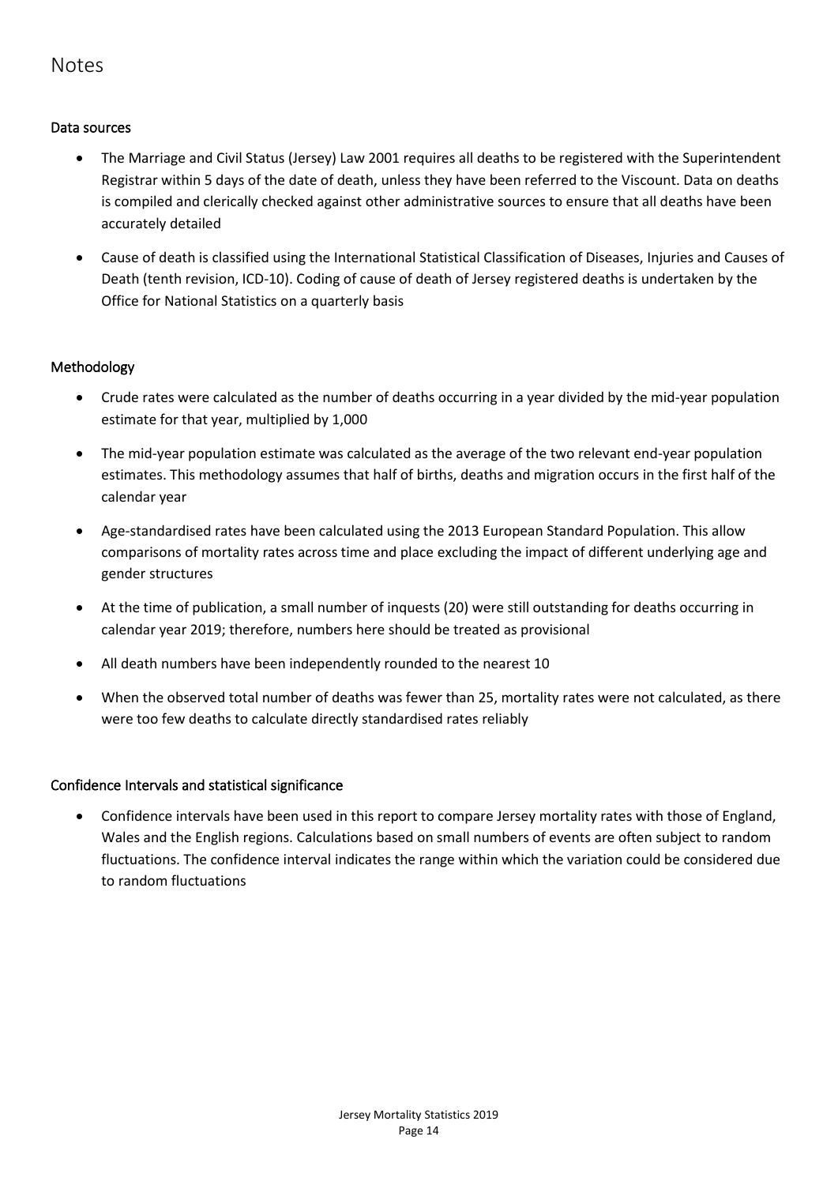# Notes

## Data sources

- The Marriage and Civil Status (Jersey) Law 2001 requires all deaths to be registered with the Superintendent Registrar within 5 days of the date of death, unless they have been referred to the Viscount. Data on deaths is compiled and clerically checked against other administrative sources to ensure that all deaths have been accurately detailed
- Cause of death is classified using the International Statistical Classification of Diseases, Injuries and Causes of Death (tenth revision, ICD-10). Coding of cause of death of Jersey registered deaths is undertaken by the Office for National Statistics on a quarterly basis

## Methodology

- Crude rates were calculated as the number of deaths occurring in a year divided by the mid-year population estimate for that year, multiplied by 1,000
- The mid-year population estimate was calculated as the average of the two relevant end-year population estimates. This methodology assumes that half of births, deaths and migration occurs in the first half of the calendar year
- Age-standardised rates have been calculated using the 2013 European Standard Population. This allow comparisons of mortality rates across time and place excluding the impact of different underlying age and gender structures
- At the time of publication, a small number of inquests (20) were still outstanding for deaths occurring in calendar year 2019; therefore, numbers here should be treated as provisional
- All death numbers have been independently rounded to the nearest 10
- When the observed total number of deaths was fewer than 25, mortality rates were not calculated, as there were too few deaths to calculate directly standardised rates reliably

## Confidence Intervals and statistical significance

- Confidence intervals have been used in this report to compare Jersey mortality rates with those of England, Wales and the English regions. Calculations based on small numbers of events are often subject to random fluctuations. The confidence interval indicates the range within which the variation could be considered due to random fluctuations